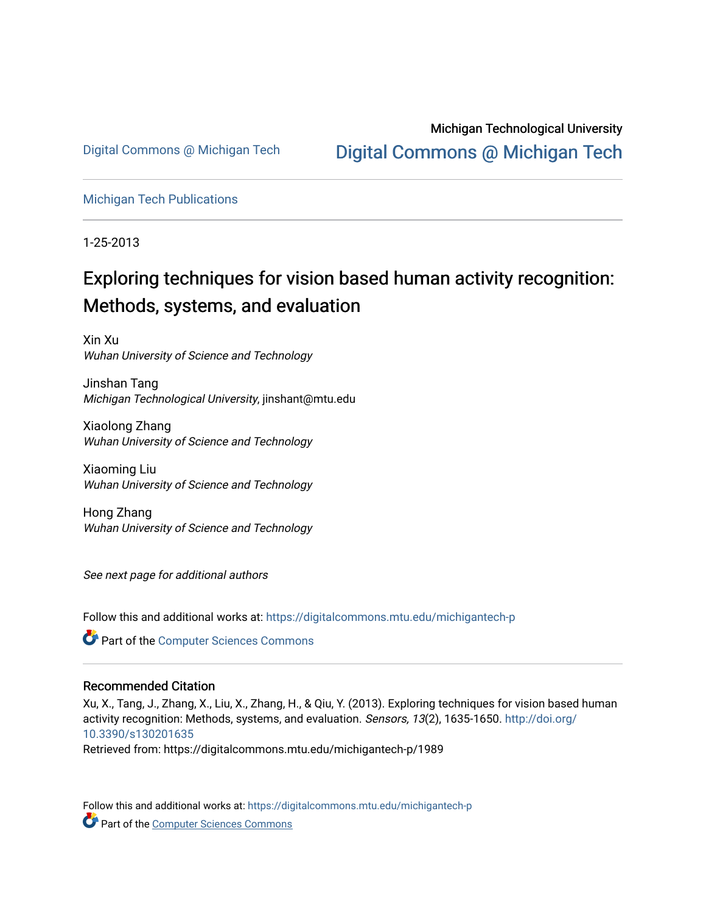Digital Commons @ Michigan Tech

Michigan Technological University

Digital Commons @ Michigan Tech

Michigan Tech Publications

1-25-2013

# Exploring techniques for vision based human activity recognition: Methods, systems, and evaluation

Xin Xu
*Wuhan University of Science and Technology*

Jinshan Tang
*Michigan Technological University*, jinshant@mtu.edu

Xiaolong Zhang
*Wuhan University of Science and Technology*

Xiaoming Liu
*Wuhan University of Science and Technology*

Hong Zhang
*Wuhan University of Science and Technology*

*See next page for additional authors*

Follow this and additional works at: https://digitalcommons.mtu.edu/michigantech-p

Part of the Computer Sciences Commons

## Recommended Citation

Xu, X., Tang, J., Zhang, X., Liu, X., Zhang, H., & Qiu, Y. (2013). Exploring techniques for vision based human activity recognition: Methods, systems, and evaluation. *Sensors, 13*(2), 1635-1650. http://doi.org/10.3390/s130201635
Retrieved from: https://digitalcommons.mtu.edu/michigantech-p/1989

Follow this and additional works at: https://digitalcommons.mtu.edu/michigantech-p

Part of the Computer Sciences Commons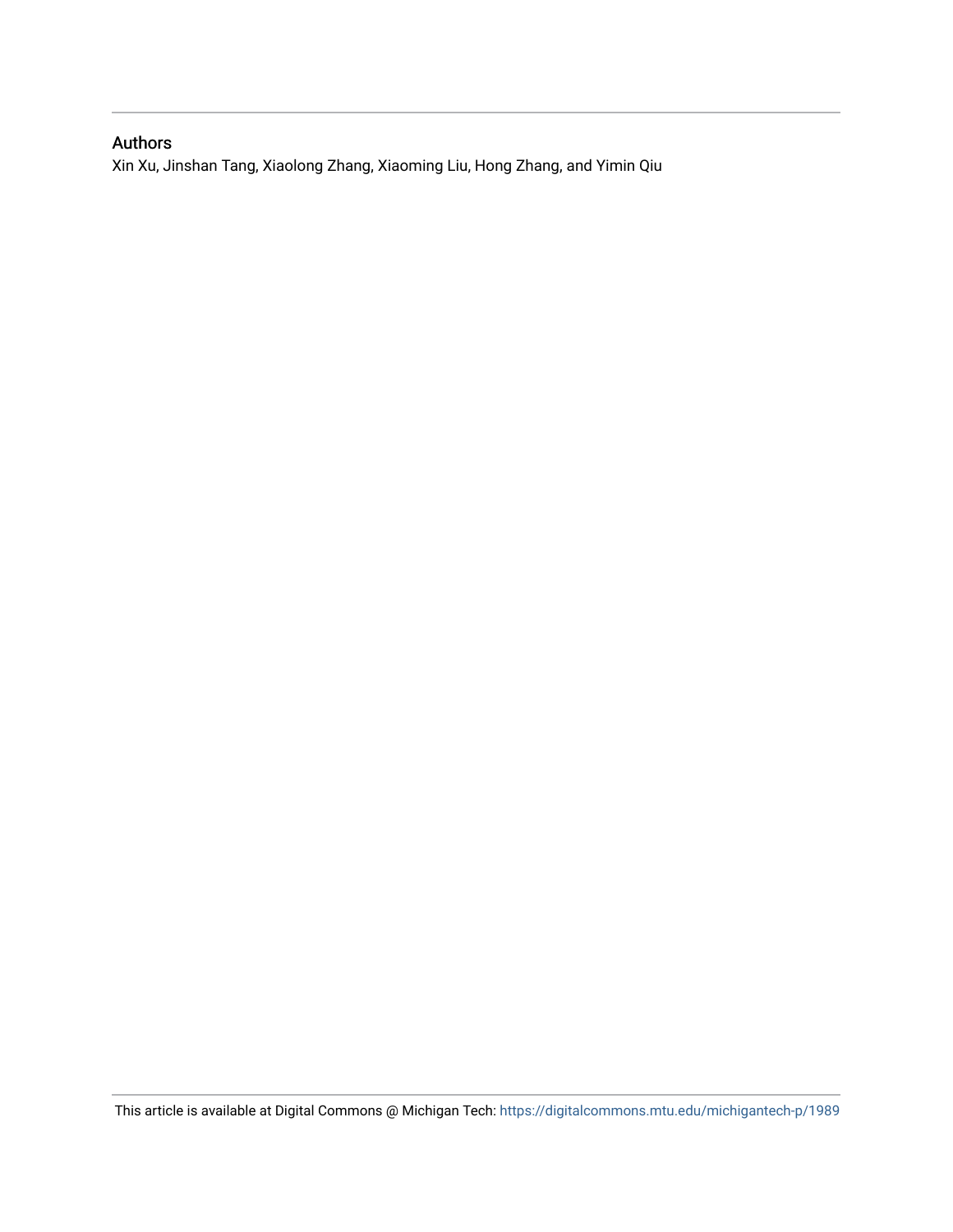## Authors

Xin Xu, Jinshan Tang, Xiaolong Zhang, Xiaoming Liu, Hong Zhang, and Yimin Qiu

This article is available at Digital Commons @ Michigan Tech: https://digitalcommons.mtu.edu/michigantech-p/1989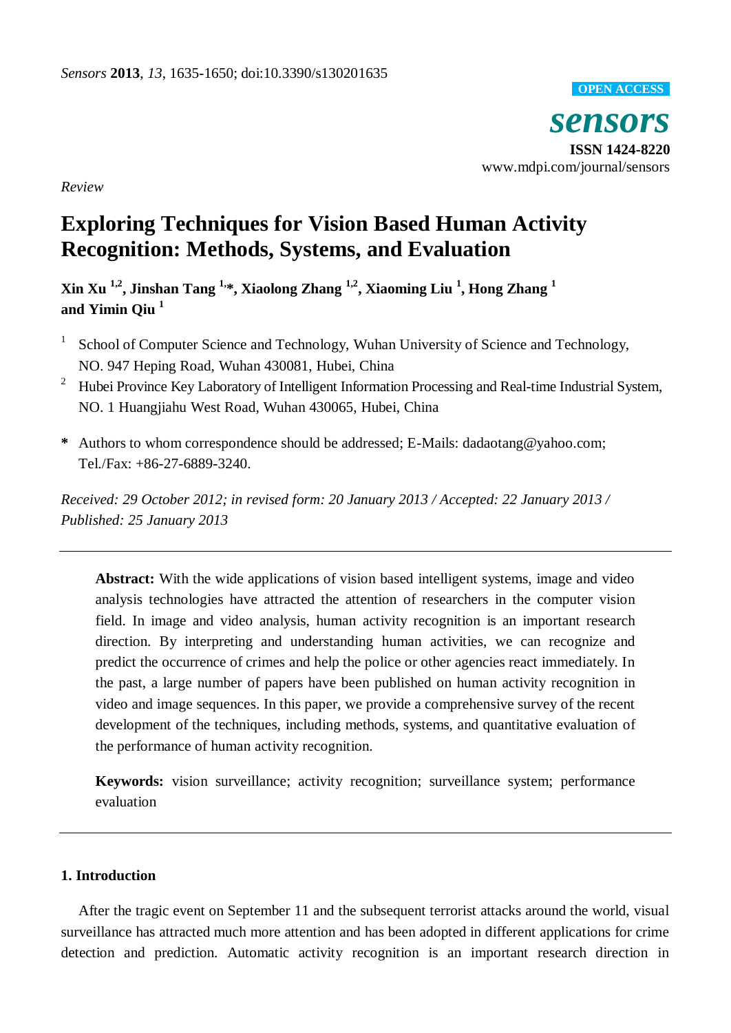*Review*

# Exploring Techniques for Vision Based Human Activity Recognition: Methods, Systems, and Evaluation

**Xin Xu [1,2], Jinshan Tang [1,*], Xiaolong Zhang [1,2], Xiaoming Liu [1], Hong Zhang [1] and Yimin Qiu [1]**

[1] School of Computer Science and Technology, Wuhan University of Science and Technology, NO. 947 Heping Road, Wuhan 430081, Hubei, China

[2] Hubei Province Key Laboratory of Intelligent Information Processing and Real-time Industrial System, NO. 1 Huangjiahu West Road, Wuhan 430065, Hubei, China

**\*** Authors to whom correspondence should be addressed; E-Mails: dadaotang@yahoo.com; Tel./Fax: +86-27-6889-3240.

*Received: 29 October 2012; in revised form: 20 January 2013 / Accepted: 22 January 2013 / Published: 25 January 2013*

---

**Abstract:** With the wide applications of vision based intelligent systems, image and video analysis technologies have attracted the attention of researchers in the computer vision field. In image and video analysis, human activity recognition is an important research direction. By interpreting and understanding human activities, we can recognize and predict the occurrence of crimes and help the police or other agencies react immediately. In the past, a large number of papers have been published on human activity recognition in video and image sequences. In this paper, we provide a comprehensive survey of the recent development of the techniques, including methods, systems, and quantitative evaluation of the performance of human activity recognition.

**Keywords:** vision surveillance; activity recognition; surveillance system; performance evaluation

---

## 1. Introduction

After the tragic event on September 11 and the subsequent terrorist attacks around the world, visual surveillance has attracted much more attention and has been adopted in different applications for crime detection and prediction. Automatic activity recognition is an important research direction in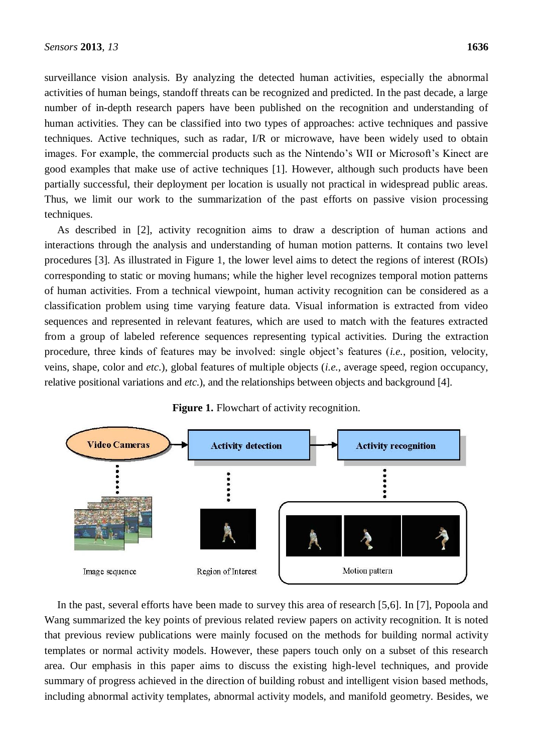surveillance vision analysis. By analyzing the detected human activities, especially the abnormal activities of human beings, standoff threats can be recognized and predicted. In the past decade, a large number of in-depth research papers have been published on the recognition and understanding of human activities. They can be classified into two types of approaches: active techniques and passive techniques. Active techniques, such as radar, I/R or microwave, have been widely used to obtain images. For example, the commercial products such as the Nintendo's WII or Microsoft's Kinect are good examples that make use of active techniques [1]. However, although such products have been partially successful, their deployment per location is usually not practical in widespread public areas. Thus, we limit our work to the summarization of the past efforts on passive vision processing techniques.

As described in [2], activity recognition aims to draw a description of human actions and interactions through the analysis and understanding of human motion patterns. It contains two level procedures [3]. As illustrated in Figure 1, the lower level aims to detect the regions of interest (ROIs) corresponding to static or moving humans; while the higher level recognizes temporal motion patterns of human activities. From a technical viewpoint, human activity recognition can be considered as a classification problem using time varying feature data. Visual information is extracted from video sequences and represented in relevant features, which are used to match with the features extracted from a group of labeled reference sequences representing typical activities. During the extraction procedure, three kinds of features may be involved: single object's features (*i.e.*, position, velocity, veins, shape, color and *etc*.), global features of multiple objects (*i.e.*, average speed, region occupancy, relative positional variations and *etc*.), and the relationships between objects and background [4].

**Figure 1.** Flowchart of activity recognition.

Video Cameras → Activity detection → Activity recognition

Image sequence | Region of Interest | Motion pattern

In the past, several efforts have been made to survey this area of research [5,6]. In [7], Popoola and Wang summarized the key points of previous related review papers on activity recognition. It is noted that previous review publications were mainly focused on the methods for building normal activity templates or normal activity models. However, these papers touch only on a subset of this research area. Our emphasis in this paper aims to discuss the existing high-level techniques, and provide summary of progress achieved in the direction of building robust and intelligent vision based methods, including abnormal activity templates, abnormal activity models, and manifold geometry. Besides, we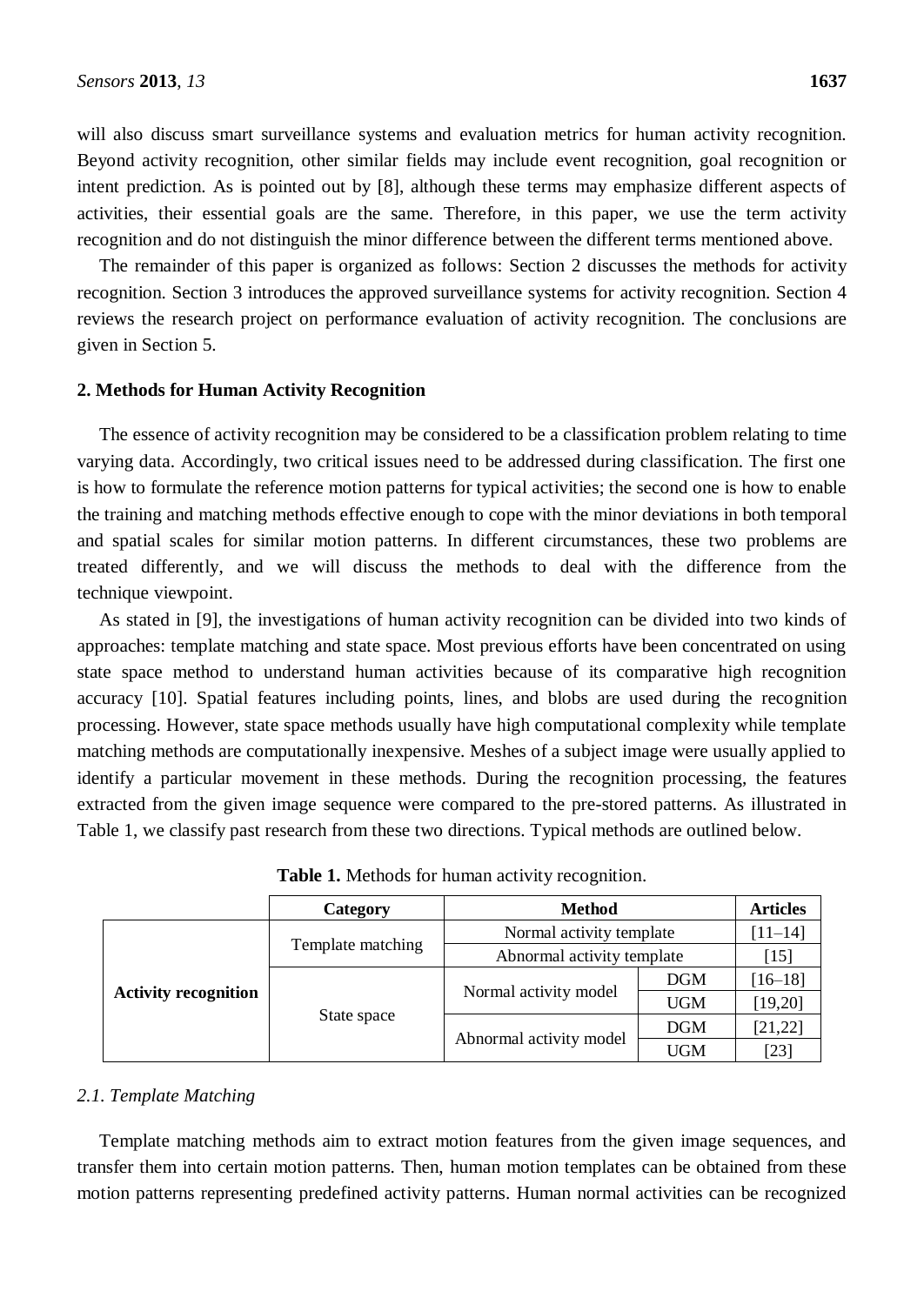will also discuss smart surveillance systems and evaluation metrics for human activity recognition. Beyond activity recognition, other similar fields may include event recognition, goal recognition or intent prediction. As is pointed out by [8], although these terms may emphasize different aspects of activities, their essential goals are the same. Therefore, in this paper, we use the term activity recognition and do not distinguish the minor difference between the different terms mentioned above.

The remainder of this paper is organized as follows: Section 2 discusses the methods for activity recognition. Section 3 introduces the approved surveillance systems for activity recognition. Section 4 reviews the research project on performance evaluation of activity recognition. The conclusions are given in Section 5.

## 2. Methods for Human Activity Recognition

The essence of activity recognition may be considered to be a classification problem relating to time varying data. Accordingly, two critical issues need to be addressed during classification. The first one is how to formulate the reference motion patterns for typical activities; the second one is how to enable the training and matching methods effective enough to cope with the minor deviations in both temporal and spatial scales for similar motion patterns. In different circumstances, these two problems are treated differently, and we will discuss the methods to deal with the difference from the technique viewpoint.

As stated in [9], the investigations of human activity recognition can be divided into two kinds of approaches: template matching and state space. Most previous efforts have been concentrated on using state space method to understand human activities because of its comparative high recognition accuracy [10]. Spatial features including points, lines, and blobs are used during the recognition processing. However, state space methods usually have high computational complexity while template matching methods are computationally inexpensive. Meshes of a subject image were usually applied to identify a particular movement in these methods. During the recognition processing, the features extracted from the given image sequence were compared to the pre-stored patterns. As illustrated in Table 1, we classify past research from these two directions. Typical methods are outlined below.

**Table 1.** Methods for human activity recognition.

| | Category | Method | | Articles |
|---|---|---|---|---|
| **Activity recognition** | Template matching | Normal activity template | | [11–14] |
| | | Abnormal activity template | | [15] |
| | State space | Normal activity model | DGM | [16–18] |
| | | | UGM | [19,20] |
| | | Abnormal activity model | DGM | [21,22] |
| | | | UGM | [23] |

### 2.1. Template Matching

Template matching methods aim to extract motion features from the given image sequences, and transfer them into certain motion patterns. Then, human motion templates can be obtained from these motion patterns representing predefined activity patterns. Human normal activities can be recognized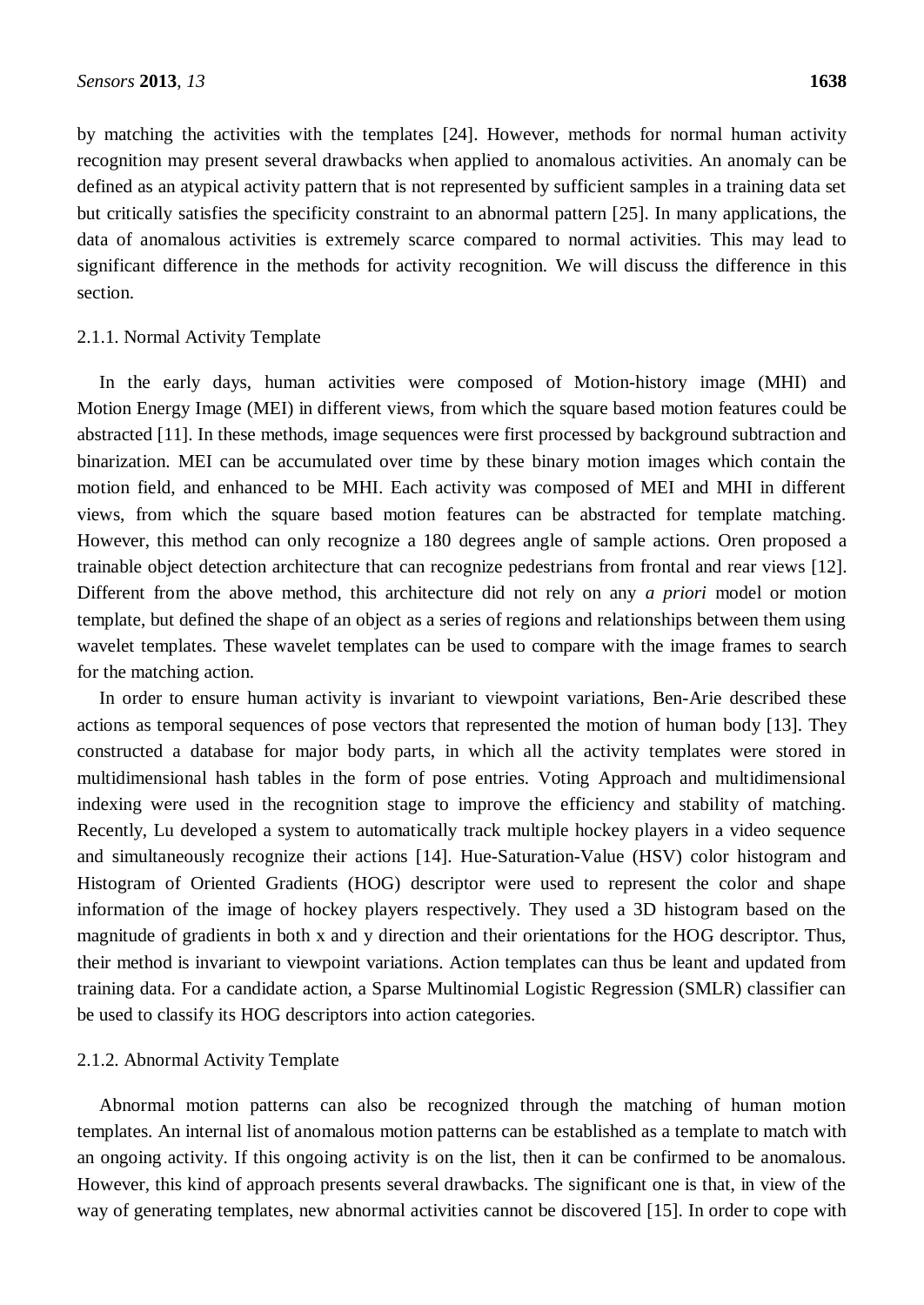by matching the activities with the templates [24]. However, methods for normal human activity recognition may present several drawbacks when applied to anomalous activities. An anomaly can be defined as an atypical activity pattern that is not represented by sufficient samples in a training data set but critically satisfies the specificity constraint to an abnormal pattern [25]. In many applications, the data of anomalous activities is extremely scarce compared to normal activities. This may lead to significant difference in the methods for activity recognition. We will discuss the difference in this section.

#### 2.1.1. Normal Activity Template

In the early days, human activities were composed of Motion-history image (MHI) and Motion Energy Image (MEI) in different views, from which the square based motion features could be abstracted [11]. In these methods, image sequences were first processed by background subtraction and binarization. MEI can be accumulated over time by these binary motion images which contain the motion field, and enhanced to be MHI. Each activity was composed of MEI and MHI in different views, from which the square based motion features can be abstracted for template matching. However, this method can only recognize a 180 degrees angle of sample actions. Oren proposed a trainable object detection architecture that can recognize pedestrians from frontal and rear views [12]. Different from the above method, this architecture did not rely on any *a priori* model or motion template, but defined the shape of an object as a series of regions and relationships between them using wavelet templates. These wavelet templates can be used to compare with the image frames to search for the matching action.

In order to ensure human activity is invariant to viewpoint variations, Ben-Arie described these actions as temporal sequences of pose vectors that represented the motion of human body [13]. They constructed a database for major body parts, in which all the activity templates were stored in multidimensional hash tables in the form of pose entries. Voting Approach and multidimensional indexing were used in the recognition stage to improve the efficiency and stability of matching. Recently, Lu developed a system to automatically track multiple hockey players in a video sequence and simultaneously recognize their actions [14]. Hue-Saturation-Value (HSV) color histogram and Histogram of Oriented Gradients (HOG) descriptor were used to represent the color and shape information of the image of hockey players respectively. They used a 3D histogram based on the magnitude of gradients in both x and y direction and their orientations for the HOG descriptor. Thus, their method is invariant to viewpoint variations. Action templates can thus be leant and updated from training data. For a candidate action, a Sparse Multinomial Logistic Regression (SMLR) classifier can be used to classify its HOG descriptors into action categories.

#### 2.1.2. Abnormal Activity Template

Abnormal motion patterns can also be recognized through the matching of human motion templates. An internal list of anomalous motion patterns can be established as a template to match with an ongoing activity. If this ongoing activity is on the list, then it can be confirmed to be anomalous. However, this kind of approach presents several drawbacks. The significant one is that, in view of the way of generating templates, new abnormal activities cannot be discovered [15]. In order to cope with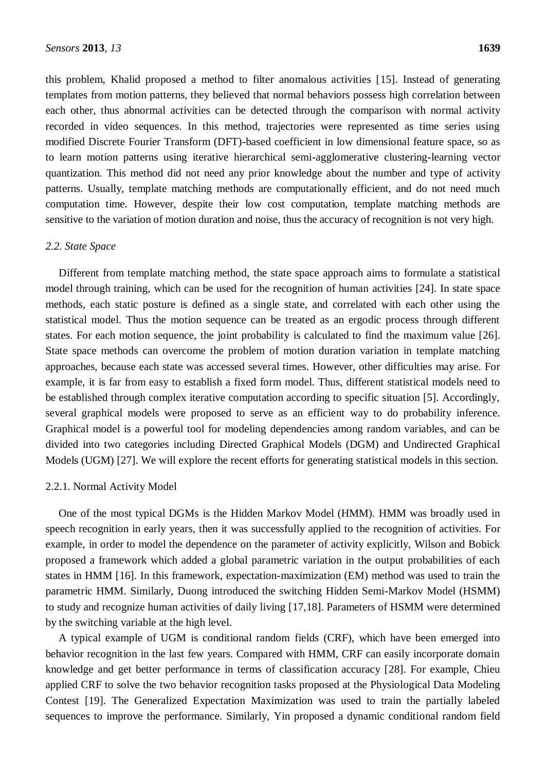this problem, Khalid proposed a method to filter anomalous activities [15]. Instead of generating templates from motion patterns, they believed that normal behaviors possess high correlation between each other, thus abnormal activities can be detected through the comparison with normal activity recorded in video sequences. In this method, trajectories were represented as time series using modified Discrete Fourier Transform (DFT)-based coefficient in low dimensional feature space, so as to learn motion patterns using iterative hierarchical semi-agglomerative clustering-learning vector quantization. This method did not need any prior knowledge about the number and type of activity patterns. Usually, template matching methods are computationally efficient, and do not need much computation time. However, despite their low cost computation, template matching methods are sensitive to the variation of motion duration and noise, thus the accuracy of recognition is not very high.

### *2.2. State Space*

Different from template matching method, the state space approach aims to formulate a statistical model through training, which can be used for the recognition of human activities [24]. In state space methods, each static posture is defined as a single state, and correlated with each other using the statistical model. Thus the motion sequence can be treated as an ergodic process through different states. For each motion sequence, the joint probability is calculated to find the maximum value [26]. State space methods can overcome the problem of motion duration variation in template matching approaches, because each state was accessed several times. However, other difficulties may arise. For example, it is far from easy to establish a fixed form model. Thus, different statistical models need to be established through complex iterative computation according to specific situation [5]. Accordingly, several graphical models were proposed to serve as an efficient way to do probability inference. Graphical model is a powerful tool for modeling dependencies among random variables, and can be divided into two categories including Directed Graphical Models (DGM) and Undirected Graphical Models (UGM) [27]. We will explore the recent efforts for generating statistical models in this section.

#### 2.2.1. Normal Activity Model

One of the most typical DGMs is the Hidden Markov Model (HMM). HMM was broadly used in speech recognition in early years, then it was successfully applied to the recognition of activities. For example, in order to model the dependence on the parameter of activity explicitly, Wilson and Bobick proposed a framework which added a global parametric variation in the output probabilities of each states in HMM [16]. In this framework, expectation-maximization (EM) method was used to train the parametric HMM. Similarly, Duong introduced the switching Hidden Semi-Markov Model (HSMM) to study and recognize human activities of daily living [17,18]. Parameters of HSMM were determined by the switching variable at the high level.

A typical example of UGM is conditional random fields (CRF), which have been emerged into behavior recognition in the last few years. Compared with HMM, CRF can easily incorporate domain knowledge and get better performance in terms of classification accuracy [28]. For example, Chieu applied CRF to solve the two behavior recognition tasks proposed at the Physiological Data Modeling Contest [19]. The Generalized Expectation Maximization was used to train the partially labeled sequences to improve the performance. Similarly, Yin proposed a dynamic conditional random field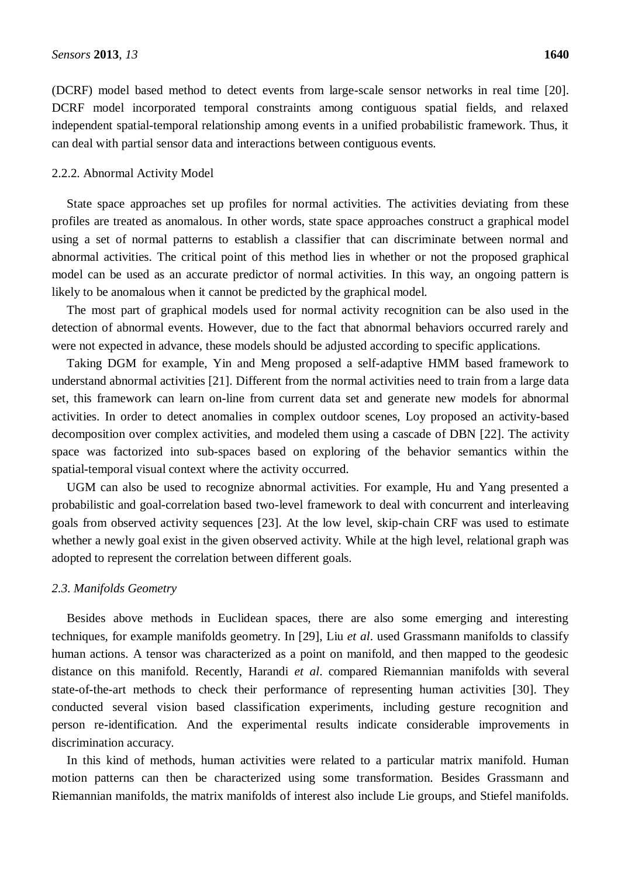(DCRF) model based method to detect events from large-scale sensor networks in real time [20]. DCRF model incorporated temporal constraints among contiguous spatial fields, and relaxed independent spatial-temporal relationship among events in a unified probabilistic framework. Thus, it can deal with partial sensor data and interactions between contiguous events.

#### 2.2.2. Abnormal Activity Model

State space approaches set up profiles for normal activities. The activities deviating from these profiles are treated as anomalous. In other words, state space approaches construct a graphical model using a set of normal patterns to establish a classifier that can discriminate between normal and abnormal activities. The critical point of this method lies in whether or not the proposed graphical model can be used as an accurate predictor of normal activities. In this way, an ongoing pattern is likely to be anomalous when it cannot be predicted by the graphical model.

The most part of graphical models used for normal activity recognition can be also used in the detection of abnormal events. However, due to the fact that abnormal behaviors occurred rarely and were not expected in advance, these models should be adjusted according to specific applications.

Taking DGM for example, Yin and Meng proposed a self-adaptive HMM based framework to understand abnormal activities [21]. Different from the normal activities need to train from a large data set, this framework can learn on-line from current data set and generate new models for abnormal activities. In order to detect anomalies in complex outdoor scenes, Loy proposed an activity-based decomposition over complex activities, and modeled them using a cascade of DBN [22]. The activity space was factorized into sub-spaces based on exploring of the behavior semantics within the spatial-temporal visual context where the activity occurred.

UGM can also be used to recognize abnormal activities. For example, Hu and Yang presented a probabilistic and goal-correlation based two-level framework to deal with concurrent and interleaving goals from observed activity sequences [23]. At the low level, skip-chain CRF was used to estimate whether a newly goal exist in the given observed activity. While at the high level, relational graph was adopted to represent the correlation between different goals.

### *2.3. Manifolds Geometry*

Besides above methods in Euclidean spaces, there are also some emerging and interesting techniques, for example manifolds geometry. In [29], Liu *et al*. used Grassmann manifolds to classify human actions. A tensor was characterized as a point on manifold, and then mapped to the geodesic distance on this manifold. Recently, Harandi *et al*. compared Riemannian manifolds with several state-of-the-art methods to check their performance of representing human activities [30]. They conducted several vision based classification experiments, including gesture recognition and person re-identification. And the experimental results indicate considerable improvements in discrimination accuracy.

In this kind of methods, human activities were related to a particular matrix manifold. Human motion patterns can then be characterized using some transformation. Besides Grassmann and Riemannian manifolds, the matrix manifolds of interest also include Lie groups, and Stiefel manifolds.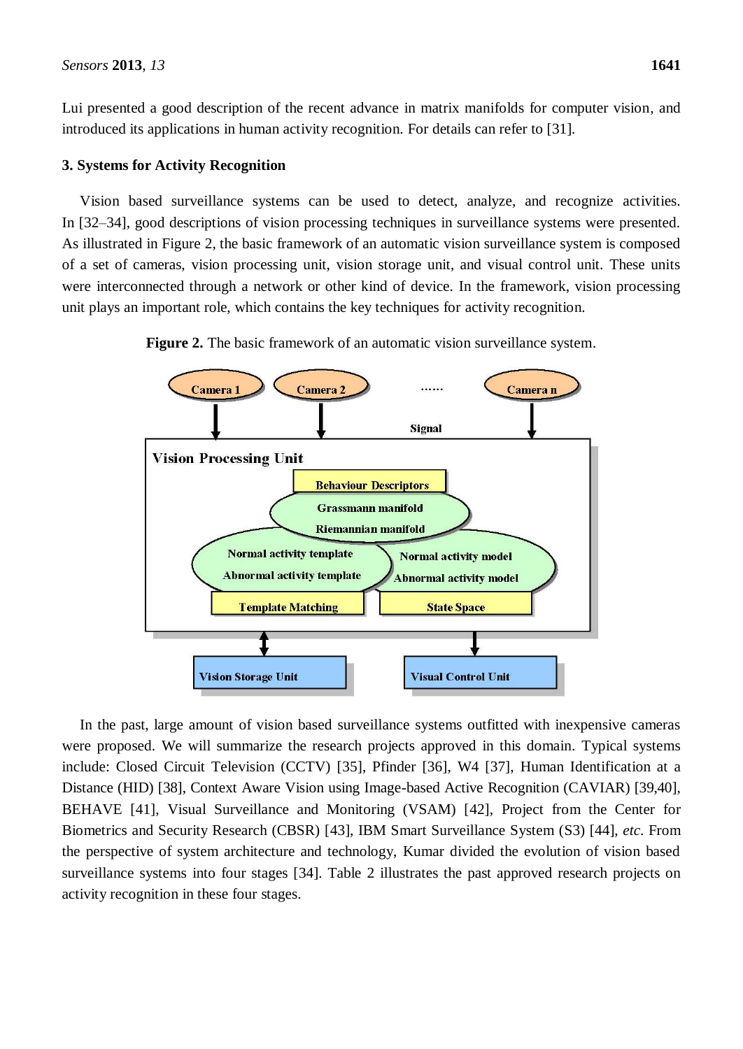Lui presented a good description of the recent advance in matrix manifolds for computer vision, and introduced its applications in human activity recognition. For details can refer to [31].

### 3. Systems for Activity Recognition

Vision based surveillance systems can be used to detect, analyze, and recognize activities. In [32–34], good descriptions of vision processing techniques in surveillance systems were presented. As illustrated in Figure 2, the basic framework of an automatic vision surveillance system is composed of a set of cameras, vision processing unit, vision storage unit, and visual control unit. These units were interconnected through a network or other kind of device. In the framework, vision processing unit plays an important role, which contains the key techniques for activity recognition.

**Figure 2.** The basic framework of an automatic vision surveillance system.

In the past, large amount of vision based surveillance systems outfitted with inexpensive cameras were proposed. We will summarize the research projects approved in this domain. Typical systems include: Closed Circuit Television (CCTV) [35], Pfinder [36], W4 [37], Human Identification at a Distance (HID) [38], Context Aware Vision using Image-based Active Recognition (CAVIAR) [39,40], BEHAVE [41], Visual Surveillance and Monitoring (VSAM) [42], Project from the Center for Biometrics and Security Research (CBSR) [43], IBM Smart Surveillance System (S3) [44], *etc*. From the perspective of system architecture and technology, Kumar divided the evolution of vision based surveillance systems into four stages [34]. Table 2 illustrates the past approved research projects on activity recognition in these four stages.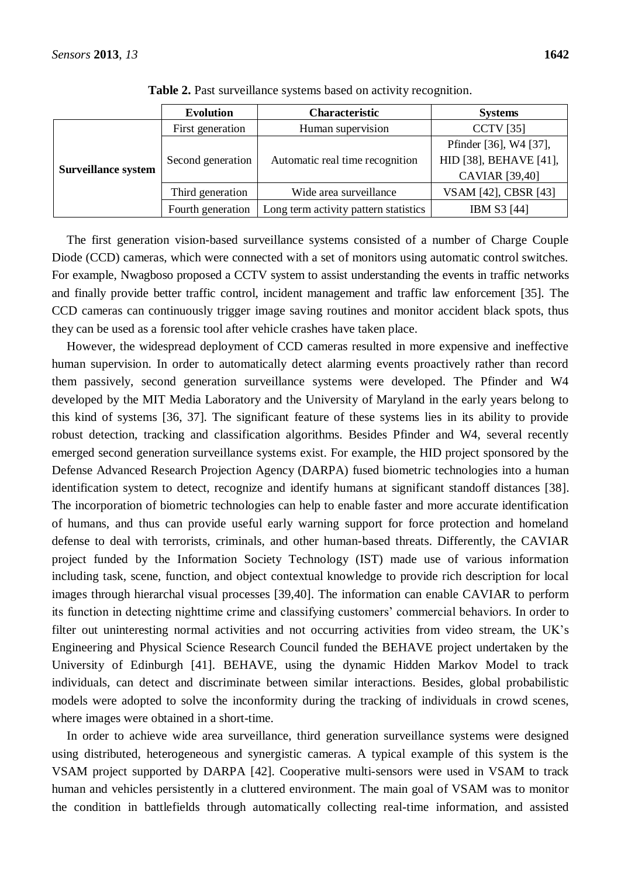**Table 2.** Past surveillance systems based on activity recognition.

| | Evolution | Characteristic | Systems |
|---|---|---|---|
| **Surveillance system** | First generation | Human supervision | CCTV [35] |
| | Second generation | Automatic real time recognition | Pfinder [36], W4 [37], HID [38], BEHAVE [41], CAVIAR [39,40] |
| | Third generation | Wide area surveillance | VSAM [42], CBSR [43] |
| | Fourth generation | Long term activity pattern statistics | IBM S3 [44] |

The first generation vision-based surveillance systems consisted of a number of Charge Couple Diode (CCD) cameras, which were connected with a set of monitors using automatic control switches. For example, Nwagboso proposed a CCTV system to assist understanding the events in traffic networks and finally provide better traffic control, incident management and traffic law enforcement [35]. The CCD cameras can continuously trigger image saving routines and monitor accident black spots, thus they can be used as a forensic tool after vehicle crashes have taken place.

However, the widespread deployment of CCD cameras resulted in more expensive and ineffective human supervision. In order to automatically detect alarming events proactively rather than record them passively, second generation surveillance systems were developed. The Pfinder and W4 developed by the MIT Media Laboratory and the University of Maryland in the early years belong to this kind of systems [36, 37]. The significant feature of these systems lies in its ability to provide robust detection, tracking and classification algorithms. Besides Pfinder and W4, several recently emerged second generation surveillance systems exist. For example, the HID project sponsored by the Defense Advanced Research Projection Agency (DARPA) fused biometric technologies into a human identification system to detect, recognize and identify humans at significant standoff distances [38]. The incorporation of biometric technologies can help to enable faster and more accurate identification of humans, and thus can provide useful early warning support for force protection and homeland defense to deal with terrorists, criminals, and other human-based threats. Differently, the CAVIAR project funded by the Information Society Technology (IST) made use of various information including task, scene, function, and object contextual knowledge to provide rich description for local images through hierarchal visual processes [39,40]. The information can enable CAVIAR to perform its function in detecting nighttime crime and classifying customers' commercial behaviors. In order to filter out uninteresting normal activities and not occurring activities from video stream, the UK's Engineering and Physical Science Research Council funded the BEHAVE project undertaken by the University of Edinburgh [41]. BEHAVE, using the dynamic Hidden Markov Model to track individuals, can detect and discriminate between similar interactions. Besides, global probabilistic models were adopted to solve the inconformity during the tracking of individuals in crowd scenes, where images were obtained in a short-time.

In order to achieve wide area surveillance, third generation surveillance systems were designed using distributed, heterogeneous and synergistic cameras. A typical example of this system is the VSAM project supported by DARPA [42]. Cooperative multi-sensors were used in VSAM to track human and vehicles persistently in a cluttered environment. The main goal of VSAM was to monitor the condition in battlefields through automatically collecting real-time information, and assisted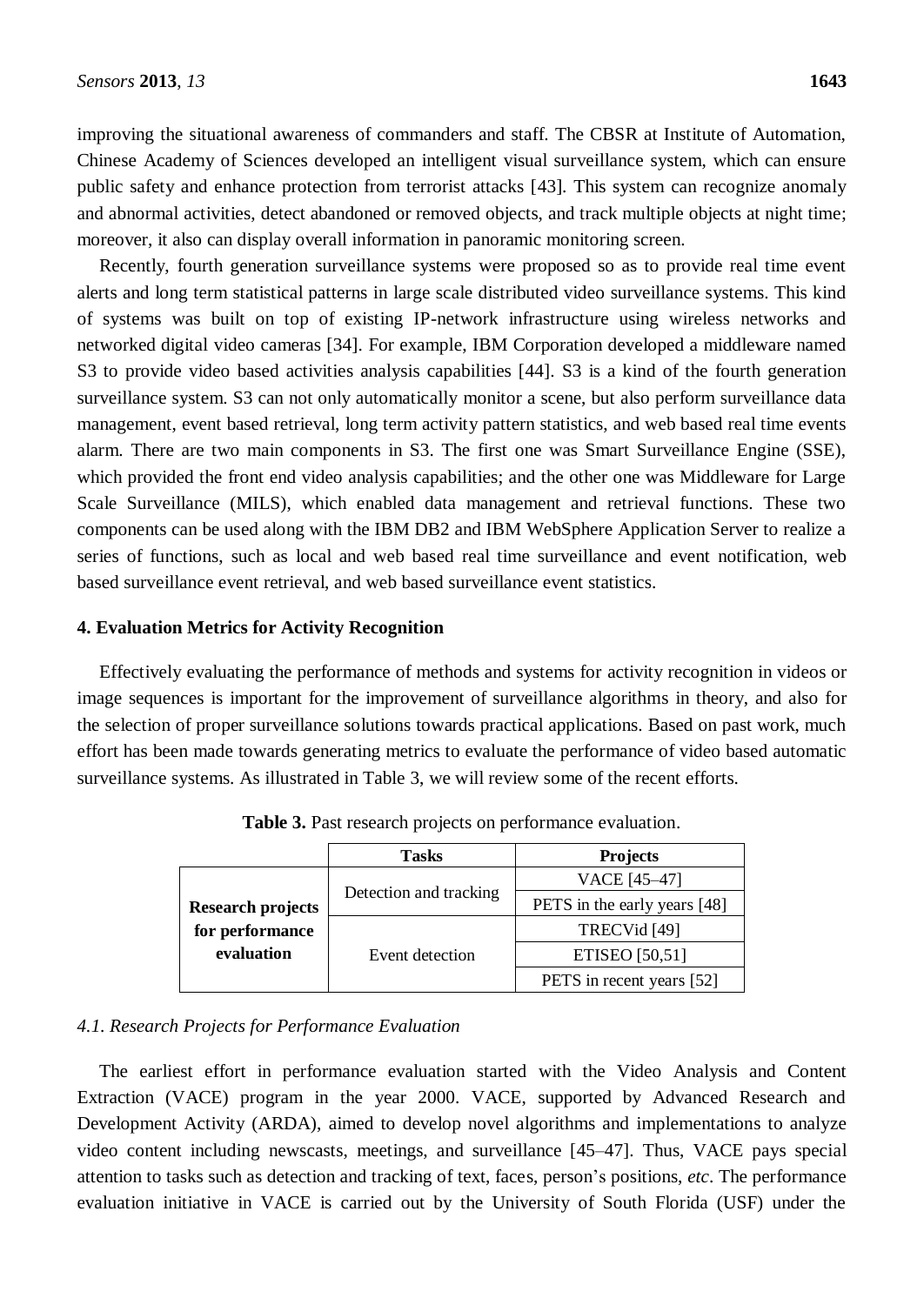improving the situational awareness of commanders and staff. The CBSR at Institute of Automation, Chinese Academy of Sciences developed an intelligent visual surveillance system, which can ensure public safety and enhance protection from terrorist attacks [43]. This system can recognize anomaly and abnormal activities, detect abandoned or removed objects, and track multiple objects at night time; moreover, it also can display overall information in panoramic monitoring screen.

Recently, fourth generation surveillance systems were proposed so as to provide real time event alerts and long term statistical patterns in large scale distributed video surveillance systems. This kind of systems was built on top of existing IP-network infrastructure using wireless networks and networked digital video cameras [34]. For example, IBM Corporation developed a middleware named S3 to provide video based activities analysis capabilities [44]. S3 is a kind of the fourth generation surveillance system. S3 can not only automatically monitor a scene, but also perform surveillance data management, event based retrieval, long term activity pattern statistics, and web based real time events alarm. There are two main components in S3. The first one was Smart Surveillance Engine (SSE), which provided the front end video analysis capabilities; and the other one was Middleware for Large Scale Surveillance (MILS), which enabled data management and retrieval functions. These two components can be used along with the IBM DB2 and IBM WebSphere Application Server to realize a series of functions, such as local and web based real time surveillance and event notification, web based surveillance event retrieval, and web based surveillance event statistics.

## 4. Evaluation Metrics for Activity Recognition

Effectively evaluating the performance of methods and systems for activity recognition in videos or image sequences is important for the improvement of surveillance algorithms in theory, and also for the selection of proper surveillance solutions towards practical applications. Based on past work, much effort has been made towards generating metrics to evaluate the performance of video based automatic surveillance systems. As illustrated in Table 3, we will review some of the recent efforts.

**Table 3.** Past research projects on performance evaluation.

| | **Tasks** | **Projects** |
|---|---|---|
| **Research projects for performance evaluation** | Detection and tracking | VACE [45–47] |
| | | PETS in the early years [48] |
| | Event detection | TRECVid [49] |
| | | ETISEO [50,51] |
| | | PETS in recent years [52] |

### 4.1. Research Projects for Performance Evaluation

The earliest effort in performance evaluation started with the Video Analysis and Content Extraction (VACE) program in the year 2000. VACE, supported by Advanced Research and Development Activity (ARDA), aimed to develop novel algorithms and implementations to analyze video content including newscasts, meetings, and surveillance [45–47]. Thus, VACE pays special attention to tasks such as detection and tracking of text, faces, person's positions, *etc*. The performance evaluation initiative in VACE is carried out by the University of South Florida (USF) under the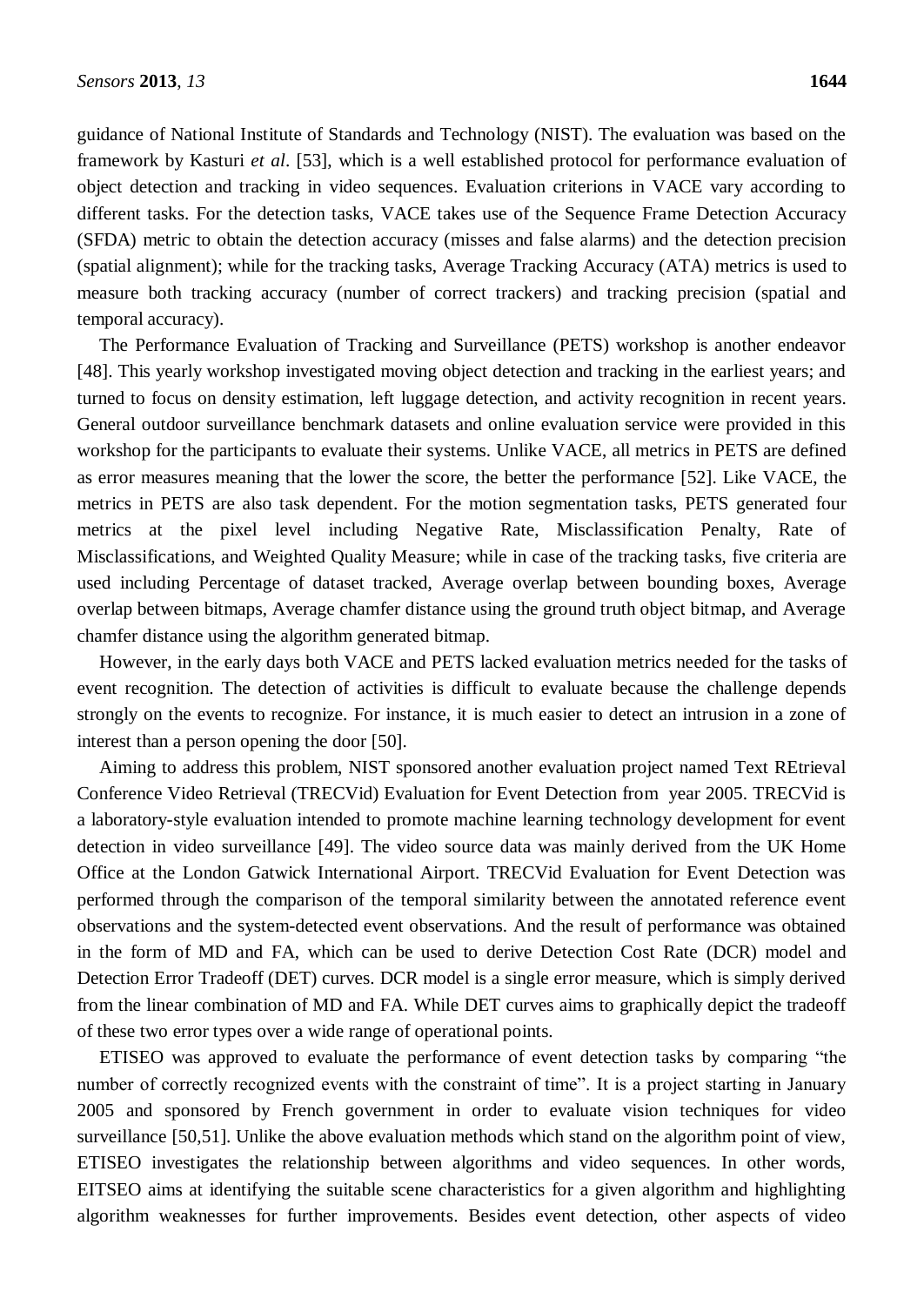guidance of National Institute of Standards and Technology (NIST). The evaluation was based on the framework by Kasturi *et al*. [53], which is a well established protocol for performance evaluation of object detection and tracking in video sequences. Evaluation criterions in VACE vary according to different tasks. For the detection tasks, VACE takes use of the Sequence Frame Detection Accuracy (SFDA) metric to obtain the detection accuracy (misses and false alarms) and the detection precision (spatial alignment); while for the tracking tasks, Average Tracking Accuracy (ATA) metrics is used to measure both tracking accuracy (number of correct trackers) and tracking precision (spatial and temporal accuracy).

The Performance Evaluation of Tracking and Surveillance (PETS) workshop is another endeavor [48]. This yearly workshop investigated moving object detection and tracking in the earliest years; and turned to focus on density estimation, left luggage detection, and activity recognition in recent years. General outdoor surveillance benchmark datasets and online evaluation service were provided in this workshop for the participants to evaluate their systems. Unlike VACE, all metrics in PETS are defined as error measures meaning that the lower the score, the better the performance [52]. Like VACE, the metrics in PETS are also task dependent. For the motion segmentation tasks, PETS generated four metrics at the pixel level including Negative Rate, Misclassification Penalty, Rate of Misclassifications, and Weighted Quality Measure; while in case of the tracking tasks, five criteria are used including Percentage of dataset tracked, Average overlap between bounding boxes, Average overlap between bitmaps, Average chamfer distance using the ground truth object bitmap, and Average chamfer distance using the algorithm generated bitmap.

However, in the early days both VACE and PETS lacked evaluation metrics needed for the tasks of event recognition. The detection of activities is difficult to evaluate because the challenge depends strongly on the events to recognize. For instance, it is much easier to detect an intrusion in a zone of interest than a person opening the door [50].

Aiming to address this problem, NIST sponsored another evaluation project named Text REtrieval Conference Video Retrieval (TRECVid) Evaluation for Event Detection from year 2005. TRECVid is a laboratory-style evaluation intended to promote machine learning technology development for event detection in video surveillance [49]. The video source data was mainly derived from the UK Home Office at the London Gatwick International Airport. TRECVid Evaluation for Event Detection was performed through the comparison of the temporal similarity between the annotated reference event observations and the system-detected event observations. And the result of performance was obtained in the form of MD and FA, which can be used to derive Detection Cost Rate (DCR) model and Detection Error Tradeoff (DET) curves. DCR model is a single error measure, which is simply derived from the linear combination of MD and FA. While DET curves aims to graphically depict the tradeoff of these two error types over a wide range of operational points.

ETISEO was approved to evaluate the performance of event detection tasks by comparing "the number of correctly recognized events with the constraint of time". It is a project starting in January 2005 and sponsored by French government in order to evaluate vision techniques for video surveillance [50,51]. Unlike the above evaluation methods which stand on the algorithm point of view, ETISEO investigates the relationship between algorithms and video sequences. In other words, EITSEO aims at identifying the suitable scene characteristics for a given algorithm and highlighting algorithm weaknesses for further improvements. Besides event detection, other aspects of video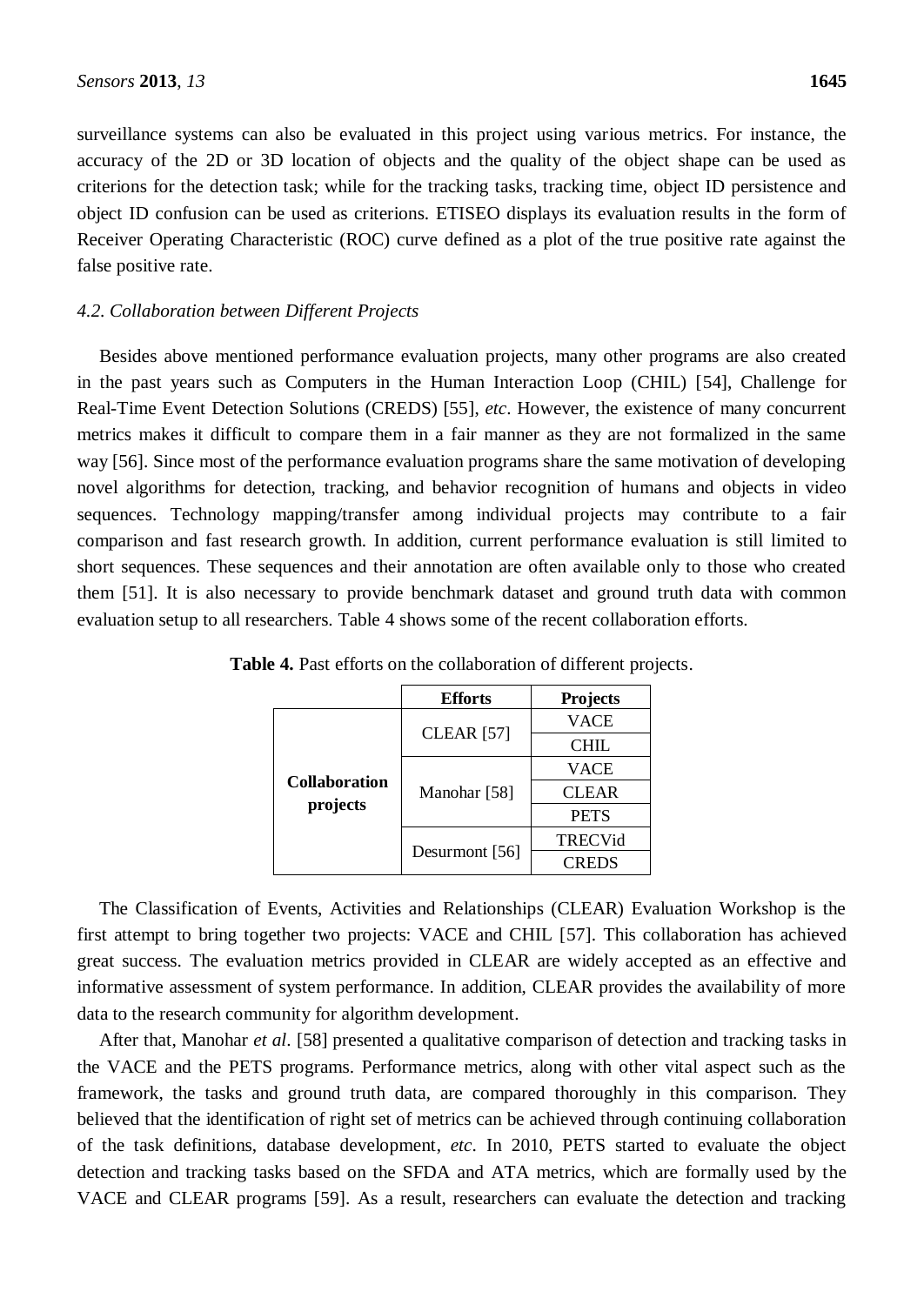surveillance systems can also be evaluated in this project using various metrics. For instance, the accuracy of the 2D or 3D location of objects and the quality of the object shape can be used as criterions for the detection task; while for the tracking tasks, tracking time, object ID persistence and object ID confusion can be used as criterions. ETISEO displays its evaluation results in the form of Receiver Operating Characteristic (ROC) curve defined as a plot of the true positive rate against the false positive rate.

### *4.2. Collaboration between Different Projects*

Besides above mentioned performance evaluation projects, many other programs are also created in the past years such as Computers in the Human Interaction Loop (CHIL) [54], Challenge for Real-Time Event Detection Solutions (CREDS) [55], *etc*. However, the existence of many concurrent metrics makes it difficult to compare them in a fair manner as they are not formalized in the same way [56]. Since most of the performance evaluation programs share the same motivation of developing novel algorithms for detection, tracking, and behavior recognition of humans and objects in video sequences. Technology mapping/transfer among individual projects may contribute to a fair comparison and fast research growth. In addition, current performance evaluation is still limited to short sequences. These sequences and their annotation are often available only to those who created them [51]. It is also necessary to provide benchmark dataset and ground truth data with common evaluation setup to all researchers. Table 4 shows some of the recent collaboration efforts.

**Table 4.** Past efforts on the collaboration of different projects.

| | **Efforts** | **Projects** |
|---|---|---|
| **Collaboration projects** | CLEAR [57] | VACE |
| | | CHIL |
| | Manohar [58] | VACE |
| | | CLEAR |
| | | PETS |
| | Desurmont [56] | TRECVid |
| | | CREDS |

The Classification of Events, Activities and Relationships (CLEAR) Evaluation Workshop is the first attempt to bring together two projects: VACE and CHIL [57]. This collaboration has achieved great success. The evaluation metrics provided in CLEAR are widely accepted as an effective and informative assessment of system performance. In addition, CLEAR provides the availability of more data to the research community for algorithm development.

After that, Manohar *et al*. [58] presented a qualitative comparison of detection and tracking tasks in the VACE and the PETS programs. Performance metrics, along with other vital aspect such as the framework, the tasks and ground truth data, are compared thoroughly in this comparison. They believed that the identification of right set of metrics can be achieved through continuing collaboration of the task definitions, database development, *etc*. In 2010, PETS started to evaluate the object detection and tracking tasks based on the SFDA and ATA metrics, which are formally used by the VACE and CLEAR programs [59]. As a result, researchers can evaluate the detection and tracking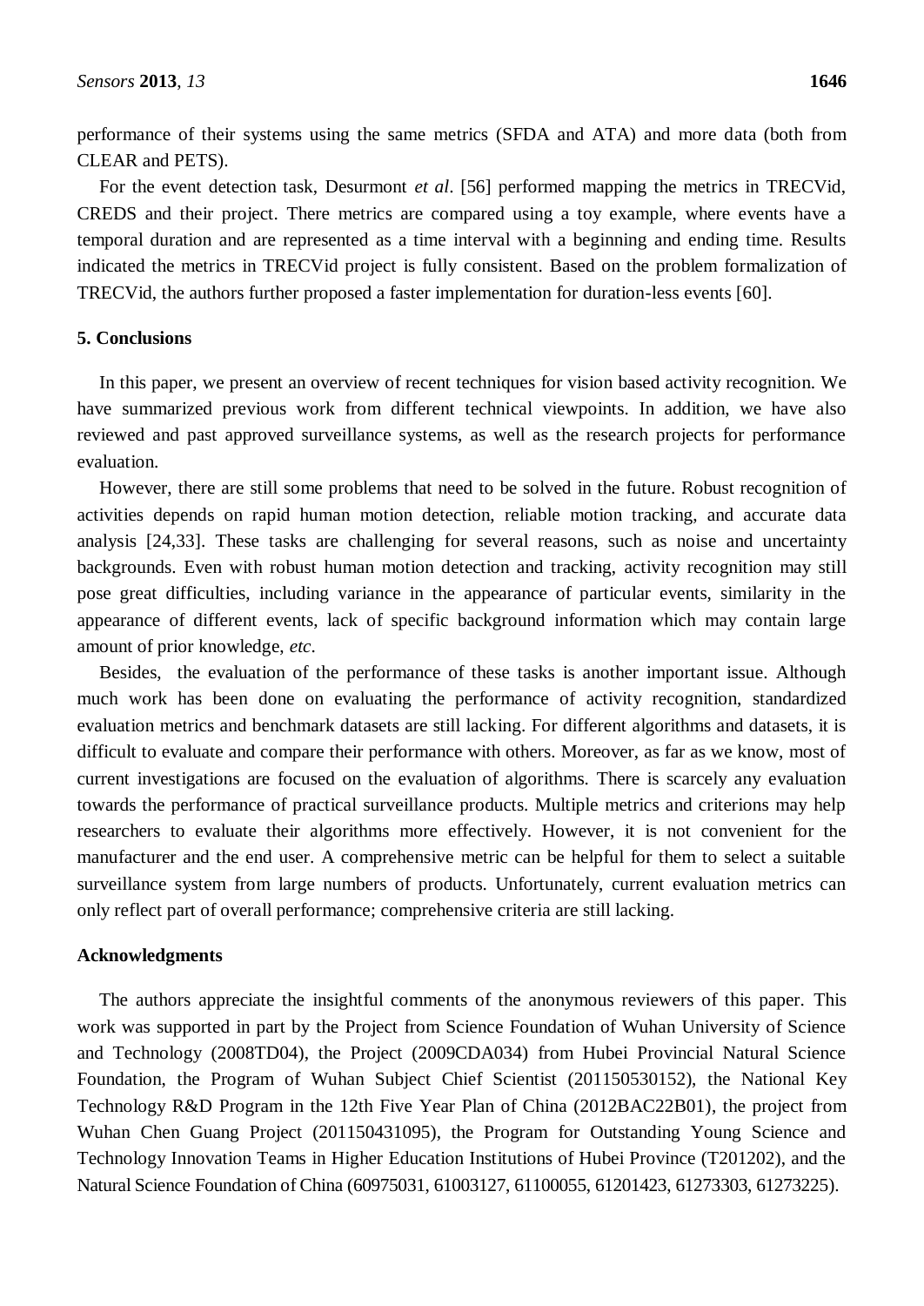performance of their systems using the same metrics (SFDA and ATA) and more data (both from CLEAR and PETS).

For the event detection task, Desurmont *et al*. [56] performed mapping the metrics in TRECVid, CREDS and their project. There metrics are compared using a toy example, where events have a temporal duration and are represented as a time interval with a beginning and ending time. Results indicated the metrics in TRECVid project is fully consistent. Based on the problem formalization of TRECVid, the authors further proposed a faster implementation for duration-less events [60].

## 5. Conclusions

In this paper, we present an overview of recent techniques for vision based activity recognition. We have summarized previous work from different technical viewpoints. In addition, we have also reviewed and past approved surveillance systems, as well as the research projects for performance evaluation.

However, there are still some problems that need to be solved in the future. Robust recognition of activities depends on rapid human motion detection, reliable motion tracking, and accurate data analysis [24,33]. These tasks are challenging for several reasons, such as noise and uncertainty backgrounds. Even with robust human motion detection and tracking, activity recognition may still pose great difficulties, including variance in the appearance of particular events, similarity in the appearance of different events, lack of specific background information which may contain large amount of prior knowledge, *etc*.

Besides, the evaluation of the performance of these tasks is another important issue. Although much work has been done on evaluating the performance of activity recognition, standardized evaluation metrics and benchmark datasets are still lacking. For different algorithms and datasets, it is difficult to evaluate and compare their performance with others. Moreover, as far as we know, most of current investigations are focused on the evaluation of algorithms. There is scarcely any evaluation towards the performance of practical surveillance products. Multiple metrics and criterions may help researchers to evaluate their algorithms more effectively. However, it is not convenient for the manufacturer and the end user. A comprehensive metric can be helpful for them to select a suitable surveillance system from large numbers of products. Unfortunately, current evaluation metrics can only reflect part of overall performance; comprehensive criteria are still lacking.

## Acknowledgments

The authors appreciate the insightful comments of the anonymous reviewers of this paper. This work was supported in part by the Project from Science Foundation of Wuhan University of Science and Technology (2008TD04), the Project (2009CDA034) from Hubei Provincial Natural Science Foundation, the Program of Wuhan Subject Chief Scientist (201150530152), the National Key Technology R&D Program in the 12th Five Year Plan of China (2012BAC22B01), the project from Wuhan Chen Guang Project (201150431095), the Program for Outstanding Young Science and Technology Innovation Teams in Higher Education Institutions of Hubei Province (T201202), and the Natural Science Foundation of China (60975031, 61003127, 61100055, 61201423, 61273303, 61273225).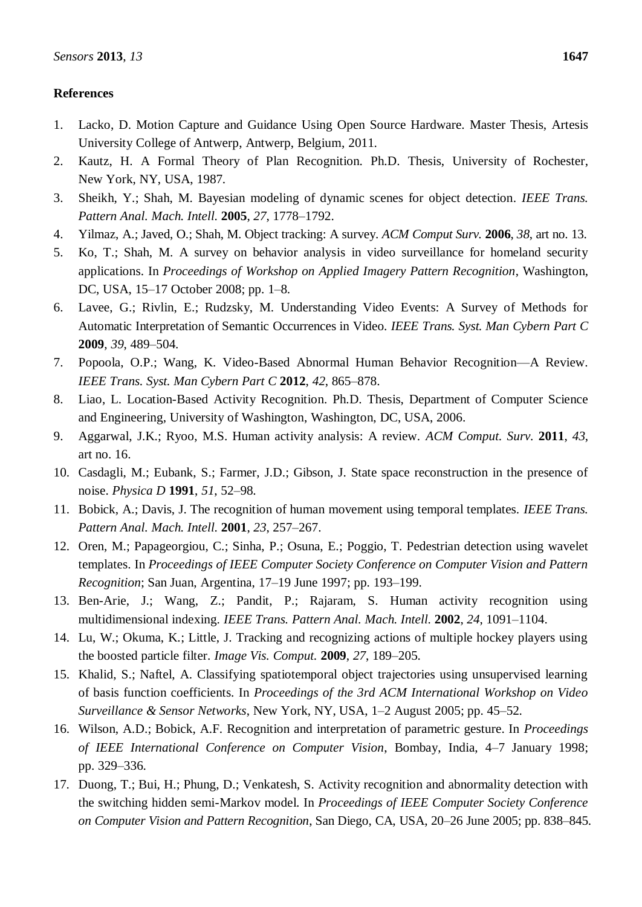## References

1. Lacko, D. Motion Capture and Guidance Using Open Source Hardware. Master Thesis, Artesis University College of Antwerp, Antwerp, Belgium, 2011.
2. Kautz, H. A Formal Theory of Plan Recognition. Ph.D. Thesis, University of Rochester, New York, NY, USA, 1987.
3. Sheikh, Y.; Shah, M. Bayesian modeling of dynamic scenes for object detection. *IEEE Trans. Pattern Anal. Mach. Intell.* **2005**, *27*, 1778–1792.
4. Yilmaz, A.; Javed, O.; Shah, M. Object tracking: A survey. *ACM Comput Surv.* **2006**, *38*, art no. 13.
5. Ko, T.; Shah, M. A survey on behavior analysis in video surveillance for homeland security applications. In *Proceedings of Workshop on Applied Imagery Pattern Recognition*, Washington, DC, USA, 15–17 October 2008; pp. 1–8.
6. Lavee, G.; Rivlin, E.; Rudzsky, M. Understanding Video Events: A Survey of Methods for Automatic Interpretation of Semantic Occurrences in Video. *IEEE Trans. Syst. Man Cybern Part C* **2009**, *39*, 489–504.
7. Popoola, O.P.; Wang, K. Video-Based Abnormal Human Behavior Recognition—A Review. *IEEE Trans. Syst. Man Cybern Part C* **2012**, *42*, 865–878.
8. Liao, L. Location-Based Activity Recognition. Ph.D. Thesis, Department of Computer Science and Engineering, University of Washington, Washington, DC, USA, 2006.
9. Aggarwal, J.K.; Ryoo, M.S. Human activity analysis: A review. *ACM Comput. Surv.* **2011**, *43*, art no. 16.
10. Casdagli, M.; Eubank, S.; Farmer, J.D.; Gibson, J. State space reconstruction in the presence of noise. *Physica D* **1991**, *51*, 52–98.
11. Bobick, A.; Davis, J. The recognition of human movement using temporal templates. *IEEE Trans. Pattern Anal. Mach. Intell.* **2001**, *23*, 257–267.
12. Oren, M.; Papageorgiou, C.; Sinha, P.; Osuna, E.; Poggio, T. Pedestrian detection using wavelet templates. In *Proceedings of IEEE Computer Society Conference on Computer Vision and Pattern Recognition*; San Juan, Argentina, 17–19 June 1997; pp. 193–199.
13. Ben-Arie, J.; Wang, Z.; Pandit, P.; Rajaram, S. Human activity recognition using multidimensional indexing. *IEEE Trans. Pattern Anal. Mach. Intell.* **2002**, *24*, 1091–1104.
14. Lu, W.; Okuma, K.; Little, J. Tracking and recognizing actions of multiple hockey players using the boosted particle filter. *Image Vis. Comput.* **2009**, *27*, 189–205.
15. Khalid, S.; Naftel, A. Classifying spatiotemporal object trajectories using unsupervised learning of basis function coefficients. In *Proceedings of the 3rd ACM International Workshop on Video Surveillance & Sensor Networks*, New York, NY, USA, 1–2 August 2005; pp. 45–52.
16. Wilson, A.D.; Bobick, A.F. Recognition and interpretation of parametric gesture. In *Proceedings of IEEE International Conference on Computer Vision*, Bombay, India, 4–7 January 1998; pp. 329–336.
17. Duong, T.; Bui, H.; Phung, D.; Venkatesh, S. Activity recognition and abnormality detection with the switching hidden semi-Markov model. In *Proceedings of IEEE Computer Society Conference on Computer Vision and Pattern Recognition*, San Diego, CA, USA, 20–26 June 2005; pp. 838–845.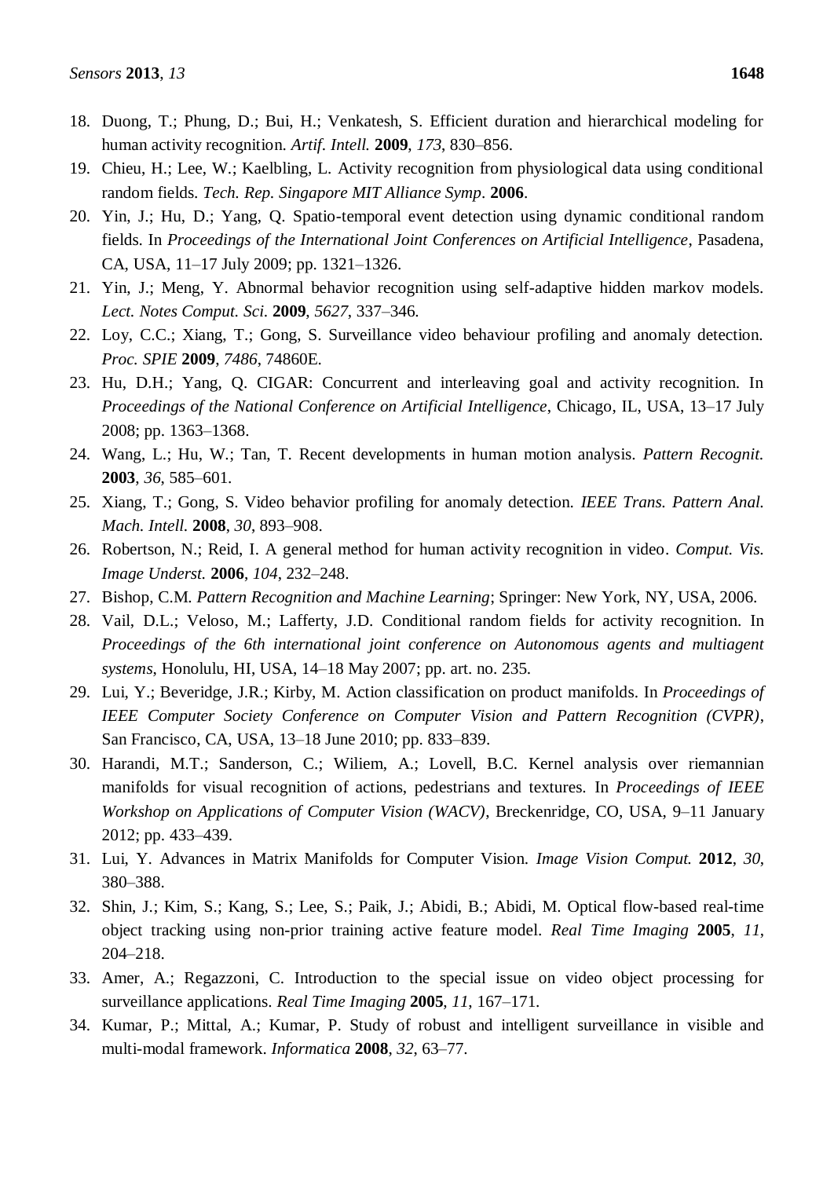18. Duong, T.; Phung, D.; Bui, H.; Venkatesh, S. Efficient duration and hierarchical modeling for human activity recognition. *Artif. Intell.* **2009**, *173*, 830–856.
19. Chieu, H.; Lee, W.; Kaelbling, L. Activity recognition from physiological data using conditional random fields. *Tech. Rep. Singapore MIT Alliance Symp*. **2006**.
20. Yin, J.; Hu, D.; Yang, Q. Spatio-temporal event detection using dynamic conditional random fields. In *Proceedings of the International Joint Conferences on Artificial Intelligence*, Pasadena, CA, USA, 11–17 July 2009; pp. 1321–1326.
21. Yin, J.; Meng, Y. Abnormal behavior recognition using self-adaptive hidden markov models. *Lect. Notes Comput. Sci.* **2009**, *5627*, 337–346.
22. Loy, C.C.; Xiang, T.; Gong, S. Surveillance video behaviour profiling and anomaly detection. *Proc. SPIE* **2009**, *7486*, 74860E.
23. Hu, D.H.; Yang, Q. CIGAR: Concurrent and interleaving goal and activity recognition. In *Proceedings of the National Conference on Artificial Intelligence*, Chicago, IL, USA, 13–17 July 2008; pp. 1363–1368.
24. Wang, L.; Hu, W.; Tan, T. Recent developments in human motion analysis. *Pattern Recognit.* **2003**, *36*, 585–601.
25. Xiang, T.; Gong, S. Video behavior profiling for anomaly detection. *IEEE Trans. Pattern Anal. Mach. Intell.* **2008**, *30*, 893–908.
26. Robertson, N.; Reid, I. A general method for human activity recognition in video. *Comput. Vis. Image Underst.* **2006**, *104*, 232–248.
27. Bishop, C.M. *Pattern Recognition and Machine Learning*; Springer: New York, NY, USA, 2006.
28. Vail, D.L.; Veloso, M.; Lafferty, J.D. Conditional random fields for activity recognition. In *Proceedings of the 6th international joint conference on Autonomous agents and multiagent systems*, Honolulu, HI, USA, 14–18 May 2007; pp. art. no. 235.
29. Lui, Y.; Beveridge, J.R.; Kirby, M. Action classification on product manifolds. In *Proceedings of IEEE Computer Society Conference on Computer Vision and Pattern Recognition (CVPR)*, San Francisco, CA, USA, 13–18 June 2010; pp. 833–839.
30. Harandi, M.T.; Sanderson, C.; Wiliem, A.; Lovell, B.C. Kernel analysis over riemannian manifolds for visual recognition of actions, pedestrians and textures. In *Proceedings of IEEE Workshop on Applications of Computer Vision (WACV)*, Breckenridge, CO, USA, 9–11 January 2012; pp. 433–439.
31. Lui, Y. Advances in Matrix Manifolds for Computer Vision. *Image Vision Comput.* **2012**, *30*, 380–388.
32. Shin, J.; Kim, S.; Kang, S.; Lee, S.; Paik, J.; Abidi, B.; Abidi, M. Optical flow-based real-time object tracking using non-prior training active feature model. *Real Time Imaging* **2005**, *11*, 204–218.
33. Amer, A.; Regazzoni, C. Introduction to the special issue on video object processing for surveillance applications. *Real Time Imaging* **2005**, *11*, 167–171.
34. Kumar, P.; Mittal, A.; Kumar, P. Study of robust and intelligent surveillance in visible and multi-modal framework. *Informatica* **2008**, *32*, 63–77.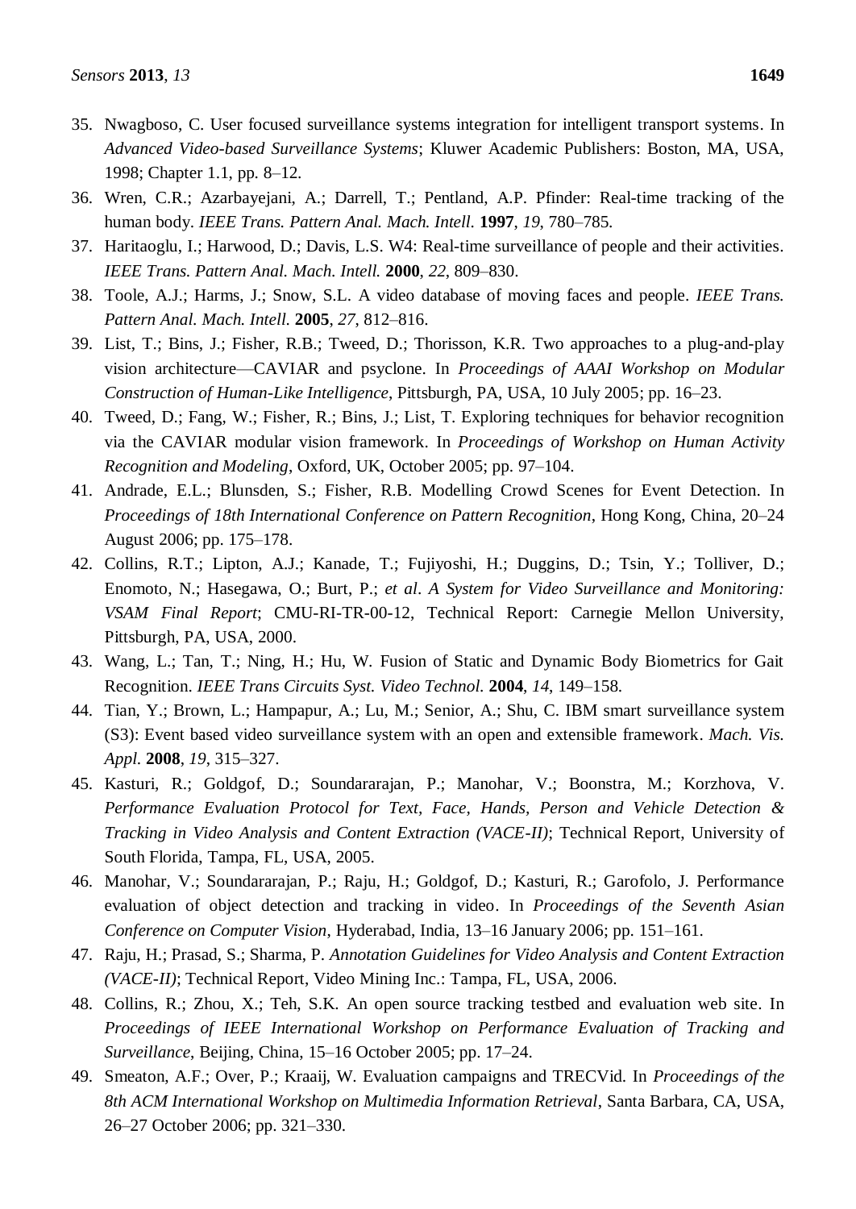35. Nwagboso, C. User focused surveillance systems integration for intelligent transport systems. In *Advanced Video-based Surveillance Systems*; Kluwer Academic Publishers: Boston, MA, USA, 1998; Chapter 1.1, pp. 8–12.
36. Wren, C.R.; Azarbayejani, A.; Darrell, T.; Pentland, A.P. Pfinder: Real-time tracking of the human body. *IEEE Trans. Pattern Anal. Mach. Intell.* **1997**, *19*, 780–785.
37. Haritaoglu, I.; Harwood, D.; Davis, L.S. W4: Real-time surveillance of people and their activities. *IEEE Trans. Pattern Anal. Mach. Intell.* **2000**, *22*, 809–830.
38. Toole, A.J.; Harms, J.; Snow, S.L. A video database of moving faces and people. *IEEE Trans. Pattern Anal. Mach. Intell.* **2005**, *27*, 812–816.
39. List, T.; Bins, J.; Fisher, R.B.; Tweed, D.; Thorisson, K.R. Two approaches to a plug-and-play vision architecture—CAVIAR and psyclone. In *Proceedings of AAAI Workshop on Modular Construction of Human-Like Intelligence*, Pittsburgh, PA, USA, 10 July 2005; pp. 16–23.
40. Tweed, D.; Fang, W.; Fisher, R.; Bins, J.; List, T. Exploring techniques for behavior recognition via the CAVIAR modular vision framework. In *Proceedings of Workshop on Human Activity Recognition and Modeling*, Oxford, UK, October 2005; pp. 97–104.
41. Andrade, E.L.; Blunsden, S.; Fisher, R.B. Modelling Crowd Scenes for Event Detection. In *Proceedings of 18th International Conference on Pattern Recognition*, Hong Kong, China, 20–24 August 2006; pp. 175–178.
42. Collins, R.T.; Lipton, A.J.; Kanade, T.; Fujiyoshi, H.; Duggins, D.; Tsin, Y.; Tolliver, D.; Enomoto, N.; Hasegawa, O.; Burt, P.; *et al*. *A System for Video Surveillance and Monitoring: VSAM Final Report*; CMU-RI-TR-00-12, Technical Report: Carnegie Mellon University, Pittsburgh, PA, USA, 2000.
43. Wang, L.; Tan, T.; Ning, H.; Hu, W. Fusion of Static and Dynamic Body Biometrics for Gait Recognition. *IEEE Trans Circuits Syst. Video Technol.* **2004**, *14*, 149–158.
44. Tian, Y.; Brown, L.; Hampapur, A.; Lu, M.; Senior, A.; Shu, C. IBM smart surveillance system (S3): Event based video surveillance system with an open and extensible framework. *Mach. Vis. Appl.* **2008**, *19*, 315–327.
45. Kasturi, R.; Goldgof, D.; Soundararajan, P.; Manohar, V.; Boonstra, M.; Korzhova, V. *Performance Evaluation Protocol for Text, Face, Hands, Person and Vehicle Detection & Tracking in Video Analysis and Content Extraction (VACE-II)*; Technical Report, University of South Florida, Tampa, FL, USA, 2005.
46. Manohar, V.; Soundararajan, P.; Raju, H.; Goldgof, D.; Kasturi, R.; Garofolo, J. Performance evaluation of object detection and tracking in video. In *Proceedings of the Seventh Asian Conference on Computer Vision*, Hyderabad, India, 13–16 January 2006; pp. 151–161.
47. Raju, H.; Prasad, S.; Sharma, P. *Annotation Guidelines for Video Analysis and Content Extraction (VACE-II)*; Technical Report, Video Mining Inc.: Tampa, FL, USA, 2006.
48. Collins, R.; Zhou, X.; Teh, S.K. An open source tracking testbed and evaluation web site. In *Proceedings of IEEE International Workshop on Performance Evaluation of Tracking and Surveillance*, Beijing, China, 15–16 October 2005; pp. 17–24.
49. Smeaton, A.F.; Over, P.; Kraaij, W. Evaluation campaigns and TRECVid. In *Proceedings of the 8th ACM International Workshop on Multimedia Information Retrieval*, Santa Barbara, CA, USA, 26–27 October 2006; pp. 321–330.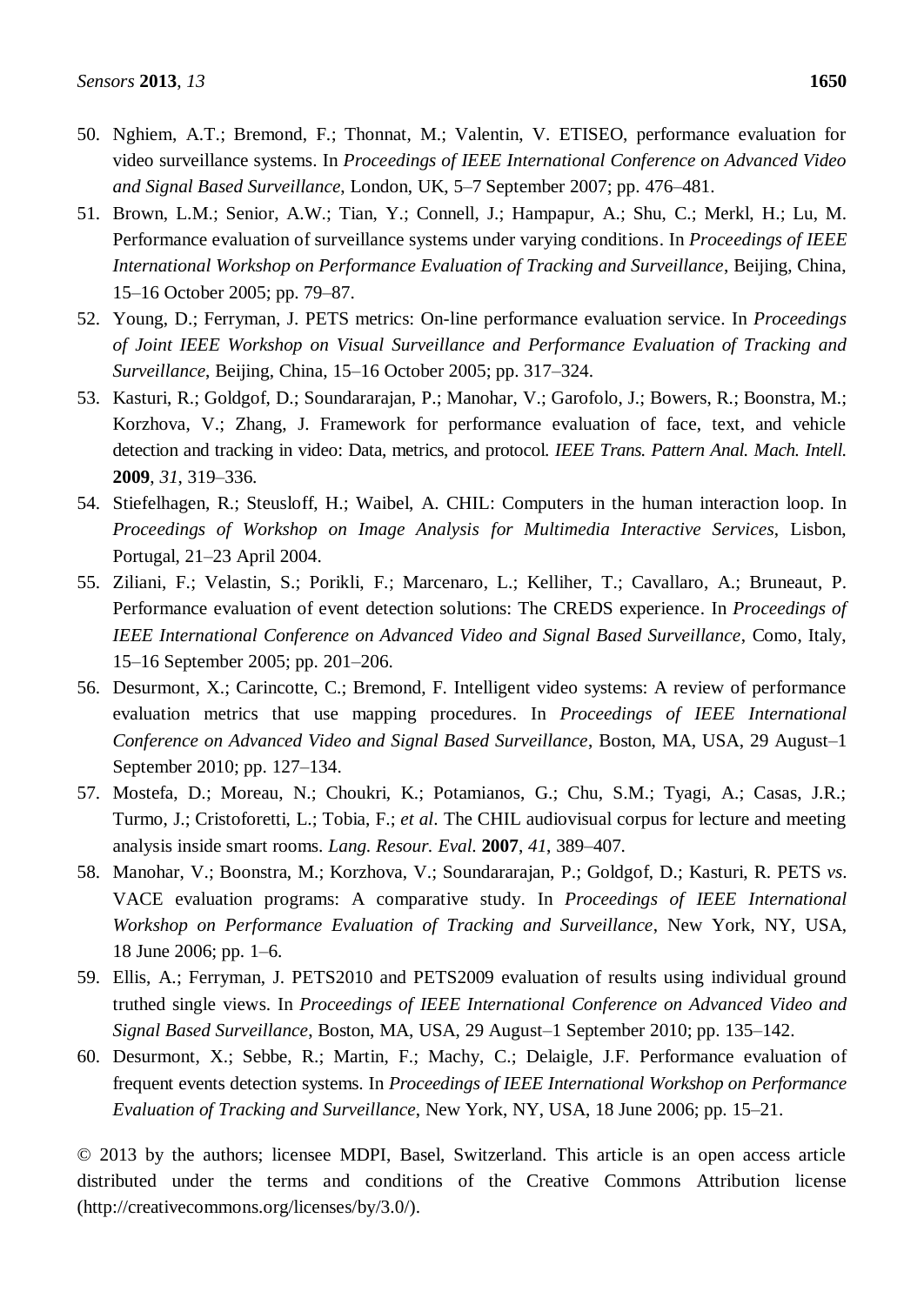50. Nghiem, A.T.; Bremond, F.; Thonnat, M.; Valentin, V. ETISEO, performance evaluation for video surveillance systems. In *Proceedings of IEEE International Conference on Advanced Video and Signal Based Surveillance*, London, UK, 5–7 September 2007; pp. 476–481.
51. Brown, L.M.; Senior, A.W.; Tian, Y.; Connell, J.; Hampapur, A.; Shu, C.; Merkl, H.; Lu, M. Performance evaluation of surveillance systems under varying conditions. In *Proceedings of IEEE International Workshop on Performance Evaluation of Tracking and Surveillance*, Beijing, China, 15–16 October 2005; pp. 79–87.
52. Young, D.; Ferryman, J. PETS metrics: On-line performance evaluation service. In *Proceedings of Joint IEEE Workshop on Visual Surveillance and Performance Evaluation of Tracking and Surveillance*, Beijing, China, 15–16 October 2005; pp. 317–324.
53. Kasturi, R.; Goldgof, D.; Soundararajan, P.; Manohar, V.; Garofolo, J.; Bowers, R.; Boonstra, M.; Korzhova, V.; Zhang, J. Framework for performance evaluation of face, text, and vehicle detection and tracking in video: Data, metrics, and protocol. *IEEE Trans. Pattern Anal. Mach. Intell.* **2009**, *31*, 319–336.
54. Stiefelhagen, R.; Steusloff, H.; Waibel, A. CHIL: Computers in the human interaction loop. In *Proceedings of Workshop on Image Analysis for Multimedia Interactive Services*, Lisbon, Portugal, 21–23 April 2004.
55. Ziliani, F.; Velastin, S.; Porikli, F.; Marcenaro, L.; Kelliher, T.; Cavallaro, A.; Bruneaut, P. Performance evaluation of event detection solutions: The CREDS experience. In *Proceedings of IEEE International Conference on Advanced Video and Signal Based Surveillance*, Como, Italy, 15–16 September 2005; pp. 201–206.
56. Desurmont, X.; Carincotte, C.; Bremond, F. Intelligent video systems: A review of performance evaluation metrics that use mapping procedures. In *Proceedings of IEEE International Conference on Advanced Video and Signal Based Surveillance*, Boston, MA, USA, 29 August–1 September 2010; pp. 127–134.
57. Mostefa, D.; Moreau, N.; Choukri, K.; Potamianos, G.; Chu, S.M.; Tyagi, A.; Casas, J.R.; Turmo, J.; Cristoforetti, L.; Tobia, F.; *et al*. The CHIL audiovisual corpus for lecture and meeting analysis inside smart rooms. *Lang. Resour. Eval.* **2007**, *41*, 389–407.
58. Manohar, V.; Boonstra, M.; Korzhova, V.; Soundararajan, P.; Goldgof, D.; Kasturi, R. PETS *vs*. VACE evaluation programs: A comparative study. In *Proceedings of IEEE International Workshop on Performance Evaluation of Tracking and Surveillance*, New York, NY, USA, 18 June 2006; pp. 1–6.
59. Ellis, A.; Ferryman, J. PETS2010 and PETS2009 evaluation of results using individual ground truthed single views. In *Proceedings of IEEE International Conference on Advanced Video and Signal Based Surveillance*, Boston, MA, USA, 29 August–1 September 2010; pp. 135–142.
60. Desurmont, X.; Sebbe, R.; Martin, F.; Machy, C.; Delaigle, J.F. Performance evaluation of frequent events detection systems. In *Proceedings of IEEE International Workshop on Performance Evaluation of Tracking and Surveillance*, New York, NY, USA, 18 June 2006; pp. 15–21.

© 2013 by the authors; licensee MDPI, Basel, Switzerland. This article is an open access article distributed under the terms and conditions of the Creative Commons Attribution license (http://creativecommons.org/licenses/by/3.0/).